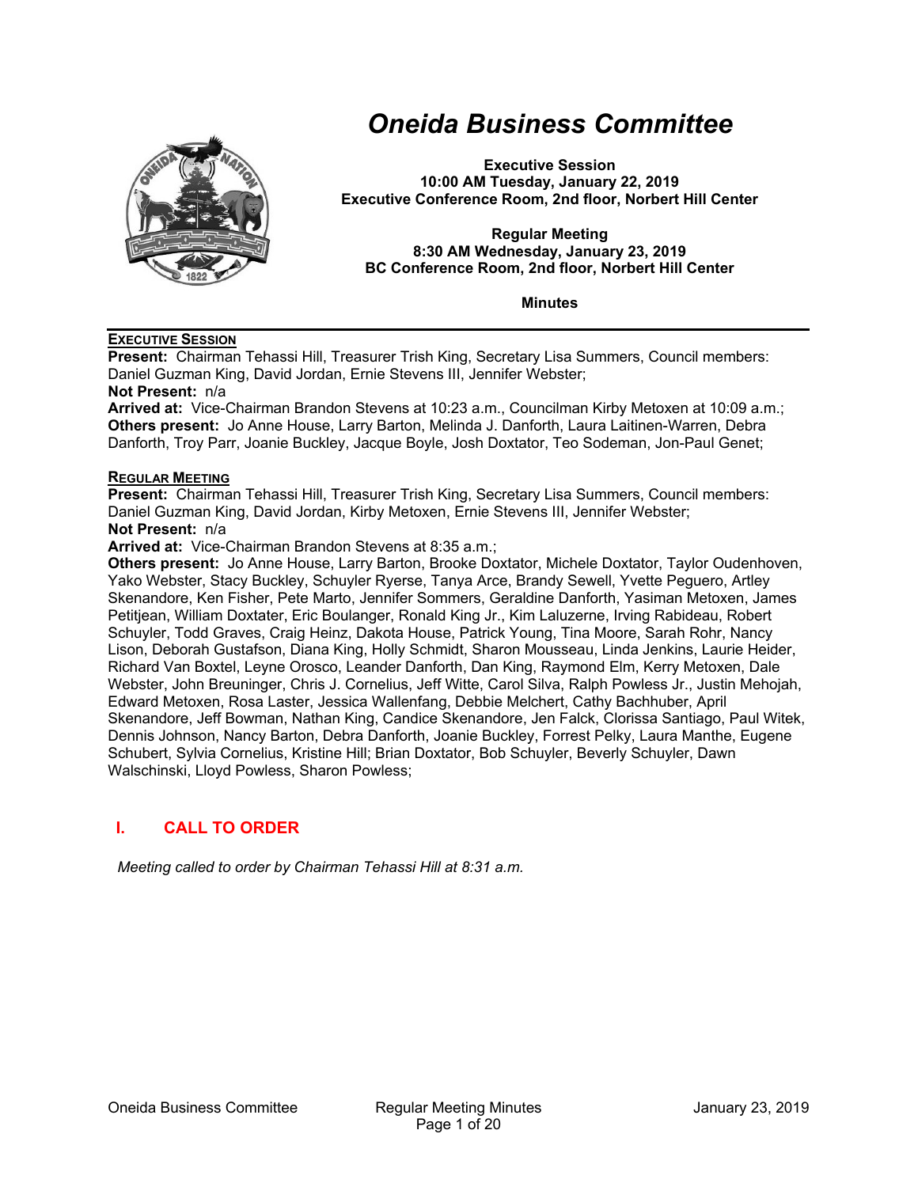# Oneida Business Committee

**Executive Session**
**10:00 AM Tuesday, January 22, 2019**
**Executive Conference Room, 2nd floor, Norbert Hill Center**

**Regular Meeting**
**8:30 AM Wednesday, January 23, 2019**
**BC Conference Room, 2nd floor, Norbert Hill Center**

**Minutes**

---

**EXECUTIVE SESSION**

**Present:** Chairman Tehassi Hill, Treasurer Trish King, Secretary Lisa Summers, Council members: Daniel Guzman King, David Jordan, Ernie Stevens III, Jennifer Webster;
**Not Present:** n/a
**Arrived at:** Vice-Chairman Brandon Stevens at 10:23 a.m., Councilman Kirby Metoxen at 10:09 a.m.;
**Others present:** Jo Anne House, Larry Barton, Melinda J. Danforth, Laura Laitinen-Warren, Debra Danforth, Troy Parr, Joanie Buckley, Jacque Boyle, Josh Doxtator, Teo Sodeman, Jon-Paul Genet;

**REGULAR MEETING**

**Present:** Chairman Tehassi Hill, Treasurer Trish King, Secretary Lisa Summers, Council members: Daniel Guzman King, David Jordan, Kirby Metoxen, Ernie Stevens III, Jennifer Webster;
**Not Present:** n/a
**Arrived at:** Vice-Chairman Brandon Stevens at 8:35 a.m.;
**Others present:** Jo Anne House, Larry Barton, Brooke Doxtator, Michele Doxtator, Taylor Oudenhoven, Yako Webster, Stacy Buckley, Schuyler Ryerse, Tanya Arce, Brandy Sewell, Yvette Peguero, Artley Skenandore, Ken Fisher, Pete Marto, Jennifer Sommers, Geraldine Danforth, Yasiman Metoxen, James Petitjean, William Doxtater, Eric Boulanger, Ronald King Jr., Kim Laluzerne, Irving Rabideau, Robert Schuyler, Todd Graves, Craig Heinz, Dakota House, Patrick Young, Tina Moore, Sarah Rohr, Nancy Lison, Deborah Gustafson, Diana King, Holly Schmidt, Sharon Mousseau, Linda Jenkins, Laurie Heider, Richard Van Boxtel, Leyne Orosco, Leander Danforth, Dan King, Raymond Elm, Kerry Metoxen, Dale Webster, John Breuninger, Chris J. Cornelius, Jeff Witte, Carol Silva, Ralph Powless Jr., Justin Mehojah, Edward Metoxen, Rosa Laster, Jessica Wallenfang, Debbie Melchert, Cathy Bachhuber, April Skenandore, Jeff Bowman, Nathan King, Candice Skenandore, Jen Falck, Clorissa Santiago, Paul Witek, Dennis Johnson, Nancy Barton, Debra Danforth, Joanie Buckley, Forrest Pelky, Laura Manthe, Eugene Schubert, Sylvia Cornelius, Kristine Hill; Brian Doxtator, Bob Schuyler, Beverly Schuyler, Dawn Walschinski, Lloyd Powless, Sharon Powless;

## I. CALL TO ORDER

*Meeting called to order by Chairman Tehassi Hill at 8:31 a.m.*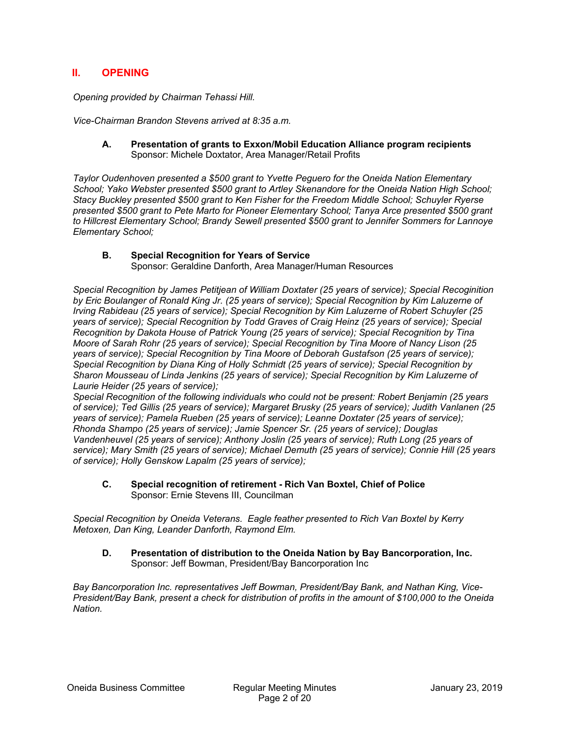## II. OPENING

*Opening provided by Chairman Tehassi Hill.*

*Vice-Chairman Brandon Stevens arrived at 8:35 a.m.*

### A. Presentation of grants to Exxon/Mobil Education Alliance program recipients

Sponsor: Michele Doxtator, Area Manager/Retail Profits

*Taylor Oudenhoven presented a $500 grant to Yvette Peguero for the Oneida Nation Elementary School; Yako Webster presented $500 grant to Artley Skenandore for the Oneida Nation High School; Stacy Buckley presented $500 grant to Ken Fisher for the Freedom Middle School; Schuyler Ryerse presented $500 grant to Pete Marto for Pioneer Elementary School; Tanya Arce presented $500 grant to Hillcrest Elementary School; Brandy Sewell presented $500 grant to Jennifer Sommers for Lannoye Elementary School;*

### B. Special Recognition for Years of Service

Sponsor: Geraldine Danforth, Area Manager/Human Resources

*Special Recognition by James Petitjean of William Doxtater (25 years of service); Special Recoginition by Eric Boulanger of Ronald King Jr. (25 years of service); Special Recognition by Kim Laluzerne of Irving Rabideau (25 years of service); Special Recognition by Kim Laluzerne of Robert Schuyler (25 years of service); Special Recognition by Todd Graves of Craig Heinz (25 years of service); Special Recognition by Dakota House of Patrick Young (25 years of service); Special Recognition by Tina Moore of Sarah Rohr (25 years of service); Special Recognition by Tina Moore of Nancy Lison (25 years of service); Special Recognition by Tina Moore of Deborah Gustafson (25 years of service); Special Recognition by Diana King of Holly Schmidt (25 years of service); Special Recognition by Sharon Mousseau of Linda Jenkins (25 years of service); Special Recognition by Kim Laluzerne of Laurie Heider (25 years of service);*

*Special Recognition of the following individuals who could not be present: Robert Benjamin (25 years of service); Ted Gillis (25 years of service); Margaret Brusky (25 years of service); Judith Vanlanen (25 years of service); Pamela Rueben (25 years of service); Leanne Doxtater (25 years of service); Rhonda Shampo (25 years of service); Jamie Spencer Sr. (25 years of service); Douglas Vandenheuvel (25 years of service); Anthony Joslin (25 years of service); Ruth Long (25 years of service); Mary Smith (25 years of service); Michael Demuth (25 years of service); Connie Hill (25 years of service); Holly Genskow Lapalm (25 years of service);*

### C. Special recognition of retirement - Rich Van Boxtel, Chief of Police

Sponsor: Ernie Stevens III, Councilman

*Special Recognition by Oneida Veterans. Eagle feather presented to Rich Van Boxtel by Kerry Metoxen, Dan King, Leander Danforth, Raymond Elm.*

### D. Presentation of distribution to the Oneida Nation by Bay Bancorporation, Inc.

Sponsor: Jeff Bowman, President/Bay Bancorporation Inc

*Bay Bancorporation Inc. representatives Jeff Bowman, President/Bay Bank, and Nathan King, Vice-President/Bay Bank, present a check for distribution of profits in the amount of $100,000 to the Oneida Nation.*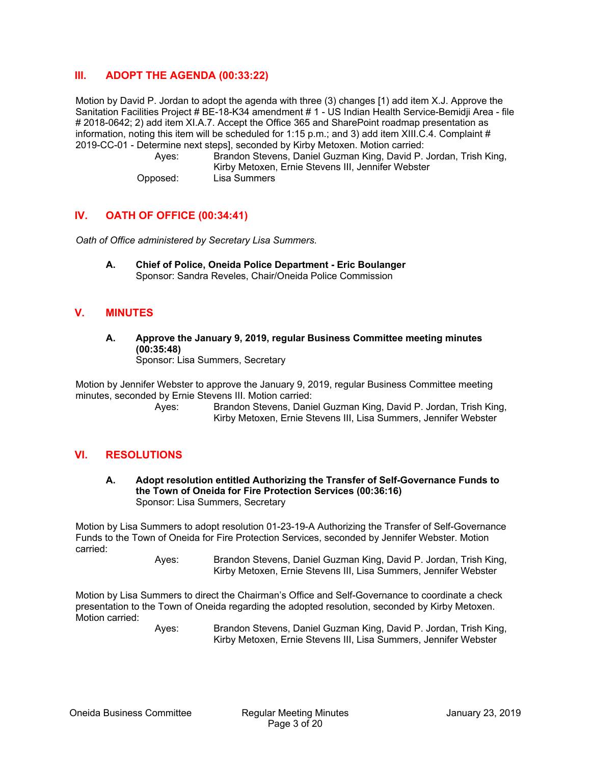## III. ADOPT THE AGENDA (00:33:22)

Motion by David P. Jordan to adopt the agenda with three (3) changes [1) add item X.J. Approve the Sanitation Facilities Project # BE-18-K34 amendment # 1 - US Indian Health Service-Bemidji Area - file # 2018-0642; 2) add item XI.A.7. Accept the Office 365 and SharePoint roadmap presentation as information, noting this item will be scheduled for 1:15 p.m.; and 3) add item XIII.C.4. Complaint # 2019-CC-01 - Determine next steps], seconded by Kirby Metoxen. Motion carried:

Ayes: Brandon Stevens, Daniel Guzman King, David P. Jordan, Trish King, Kirby Metoxen, Ernie Stevens III, Jennifer Webster

Opposed: Lisa Summers

## IV. OATH OF OFFICE (00:34:41)

*Oath of Office administered by Secretary Lisa Summers.*

**A. Chief of Police, Oneida Police Department - Eric Boulanger**
Sponsor: Sandra Reveles, Chair/Oneida Police Commission

## V. MINUTES

**A. Approve the January 9, 2019, regular Business Committee meeting minutes (00:35:48)**
Sponsor: Lisa Summers, Secretary

Motion by Jennifer Webster to approve the January 9, 2019, regular Business Committee meeting minutes, seconded by Ernie Stevens III. Motion carried:

Ayes: Brandon Stevens, Daniel Guzman King, David P. Jordan, Trish King, Kirby Metoxen, Ernie Stevens III, Lisa Summers, Jennifer Webster

## VI. RESOLUTIONS

**A. Adopt resolution entitled Authorizing the Transfer of Self-Governance Funds to the Town of Oneida for Fire Protection Services (00:36:16)**
Sponsor: Lisa Summers, Secretary

Motion by Lisa Summers to adopt resolution 01-23-19-A Authorizing the Transfer of Self-Governance Funds to the Town of Oneida for Fire Protection Services, seconded by Jennifer Webster. Motion carried:

Ayes: Brandon Stevens, Daniel Guzman King, David P. Jordan, Trish King, Kirby Metoxen, Ernie Stevens III, Lisa Summers, Jennifer Webster

Motion by Lisa Summers to direct the Chairman's Office and Self-Governance to coordinate a check presentation to the Town of Oneida regarding the adopted resolution, seconded by Kirby Metoxen. Motion carried:

Ayes: Brandon Stevens, Daniel Guzman King, David P. Jordan, Trish King, Kirby Metoxen, Ernie Stevens III, Lisa Summers, Jennifer Webster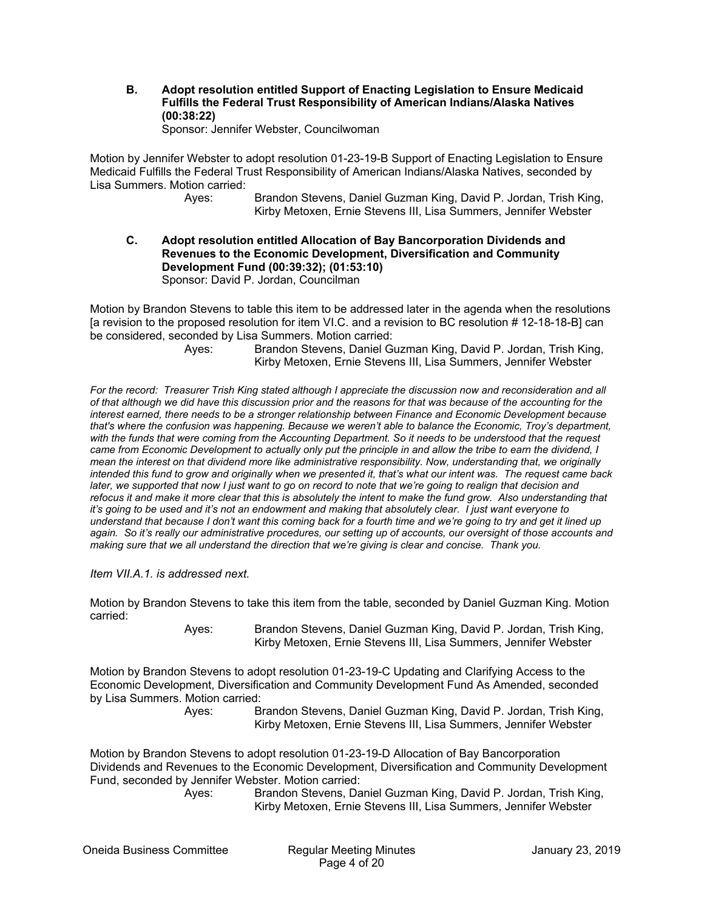**B. Adopt resolution entitled Support of Enacting Legislation to Ensure Medicaid Fulfills the Federal Trust Responsibility of American Indians/Alaska Natives (00:38:22)**
Sponsor: Jennifer Webster, Councilwoman

Motion by Jennifer Webster to adopt resolution 01-23-19-B Support of Enacting Legislation to Ensure Medicaid Fulfills the Federal Trust Responsibility of American Indians/Alaska Natives, seconded by Lisa Summers. Motion carried:

Ayes: Brandon Stevens, Daniel Guzman King, David P. Jordan, Trish King, Kirby Metoxen, Ernie Stevens III, Lisa Summers, Jennifer Webster

**C. Adopt resolution entitled Allocation of Bay Bancorporation Dividends and Revenues to the Economic Development, Diversification and Community Development Fund (00:39:32); (01:53:10)**
Sponsor: David P. Jordan, Councilman

Motion by Brandon Stevens to table this item to be addressed later in the agenda when the resolutions [a revision to the proposed resolution for item VI.C. and a revision to BC resolution # 12-18-18-B] can be considered, seconded by Lisa Summers. Motion carried:

Ayes: Brandon Stevens, Daniel Guzman King, David P. Jordan, Trish King, Kirby Metoxen, Ernie Stevens III, Lisa Summers, Jennifer Webster

*For the record: Treasurer Trish King stated although I appreciate the discussion now and reconsideration and all of that although we did have this discussion prior and the reasons for that was because of the accounting for the interest earned, there needs to be a stronger relationship between Finance and Economic Development because that's where the confusion was happening. Because we weren't able to balance the Economic, Troy's department, with the funds that were coming from the Accounting Department. So it needs to be understood that the request came from Economic Development to actually only put the principle in and allow the tribe to earn the dividend, I mean the interest on that dividend more like administrative responsibility. Now, understanding that, we originally intended this fund to grow and originally when we presented it, that's what our intent was. The request came back later, we supported that now I just want to go on record to note that we're going to realign that decision and refocus it and make it more clear that this is absolutely the intent to make the fund grow. Also understanding that it's going to be used and it's not an endowment and making that absolutely clear. I just want everyone to understand that because I don't want this coming back for a fourth time and we're going to try and get it lined up again. So it's really our administrative procedures, our setting up of accounts, our oversight of those accounts and making sure that we all understand the direction that we're giving is clear and concise. Thank you.*

*Item VII.A.1. is addressed next.*

Motion by Brandon Stevens to take this item from the table, seconded by Daniel Guzman King. Motion carried:

Ayes: Brandon Stevens, Daniel Guzman King, David P. Jordan, Trish King, Kirby Metoxen, Ernie Stevens III, Lisa Summers, Jennifer Webster

Motion by Brandon Stevens to adopt resolution 01-23-19-C Updating and Clarifying Access to the Economic Development, Diversification and Community Development Fund As Amended, seconded by Lisa Summers. Motion carried:

Ayes: Brandon Stevens, Daniel Guzman King, David P. Jordan, Trish King, Kirby Metoxen, Ernie Stevens III, Lisa Summers, Jennifer Webster

Motion by Brandon Stevens to adopt resolution 01-23-19-D Allocation of Bay Bancorporation Dividends and Revenues to the Economic Development, Diversification and Community Development Fund, seconded by Jennifer Webster. Motion carried:

Ayes: Brandon Stevens, Daniel Guzman King, David P. Jordan, Trish King, Kirby Metoxen, Ernie Stevens III, Lisa Summers, Jennifer Webster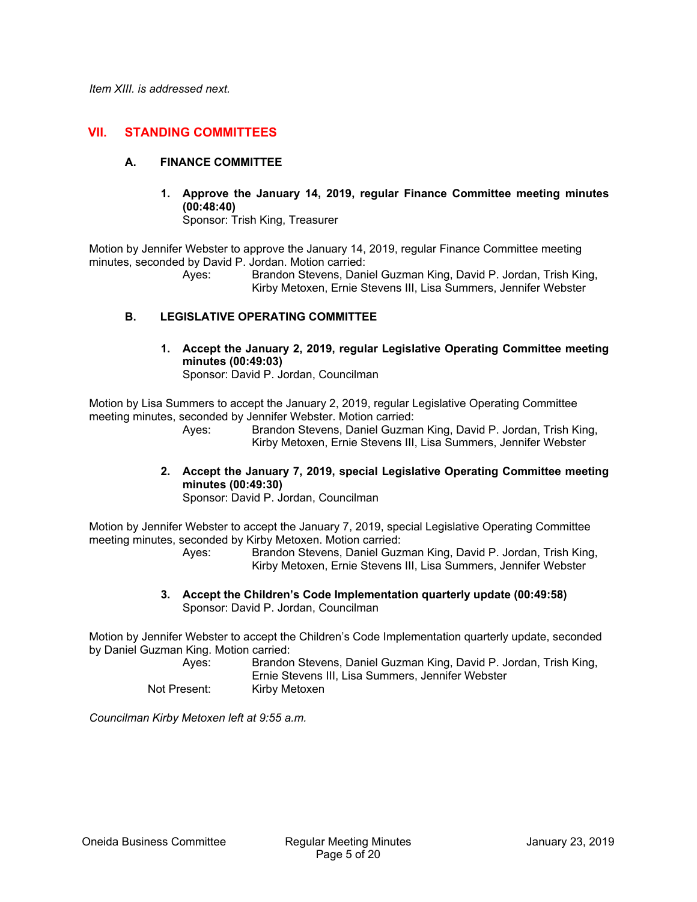*Item XIII. is addressed next.*

## VII. STANDING COMMITTEES

### A. FINANCE COMMITTEE

**1. Approve the January 14, 2019, regular Finance Committee meeting minutes (00:48:40)**
Sponsor: Trish King, Treasurer

Motion by Jennifer Webster to approve the January 14, 2019, regular Finance Committee meeting minutes, seconded by David P. Jordan. Motion carried:

Ayes: Brandon Stevens, Daniel Guzman King, David P. Jordan, Trish King, Kirby Metoxen, Ernie Stevens III, Lisa Summers, Jennifer Webster

### B. LEGISLATIVE OPERATING COMMITTEE

**1. Accept the January 2, 2019, regular Legislative Operating Committee meeting minutes (00:49:03)**
Sponsor: David P. Jordan, Councilman

Motion by Lisa Summers to accept the January 2, 2019, regular Legislative Operating Committee meeting minutes, seconded by Jennifer Webster. Motion carried:

Ayes: Brandon Stevens, Daniel Guzman King, David P. Jordan, Trish King, Kirby Metoxen, Ernie Stevens III, Lisa Summers, Jennifer Webster

**2. Accept the January 7, 2019, special Legislative Operating Committee meeting minutes (00:49:30)**
Sponsor: David P. Jordan, Councilman

Motion by Jennifer Webster to accept the January 7, 2019, special Legislative Operating Committee meeting minutes, seconded by Kirby Metoxen. Motion carried:

Ayes: Brandon Stevens, Daniel Guzman King, David P. Jordan, Trish King, Kirby Metoxen, Ernie Stevens III, Lisa Summers, Jennifer Webster

**3. Accept the Children's Code Implementation quarterly update (00:49:58)**
Sponsor: David P. Jordan, Councilman

Motion by Jennifer Webster to accept the Children's Code Implementation quarterly update, seconded by Daniel Guzman King. Motion carried:

Ayes: Brandon Stevens, Daniel Guzman King, David P. Jordan, Trish King, Ernie Stevens III, Lisa Summers, Jennifer Webster
Not Present: Kirby Metoxen

*Councilman Kirby Metoxen left at 9:55 a.m.*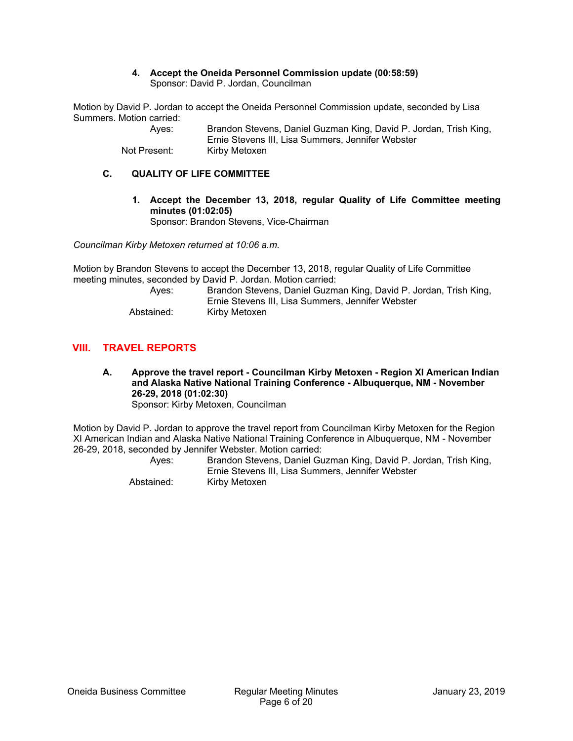**4. Accept the Oneida Personnel Commission update (00:58:59)**
Sponsor: David P. Jordan, Councilman

Motion by David P. Jordan to accept the Oneida Personnel Commission update, seconded by Lisa Summers. Motion carried:

Ayes: Brandon Stevens, Daniel Guzman King, David P. Jordan, Trish King, Ernie Stevens III, Lisa Summers, Jennifer Webster
Not Present: Kirby Metoxen

### C. QUALITY OF LIFE COMMITTEE

**1. Accept the December 13, 2018, regular Quality of Life Committee meeting minutes (01:02:05)**
Sponsor: Brandon Stevens, Vice-Chairman

*Councilman Kirby Metoxen returned at 10:06 a.m.*

Motion by Brandon Stevens to accept the December 13, 2018, regular Quality of Life Committee meeting minutes, seconded by David P. Jordan. Motion carried:

Ayes: Brandon Stevens, Daniel Guzman King, David P. Jordan, Trish King, Ernie Stevens III, Lisa Summers, Jennifer Webster
Abstained: Kirby Metoxen

## VIII. TRAVEL REPORTS

**A. Approve the travel report - Councilman Kirby Metoxen - Region XI American Indian and Alaska Native National Training Conference - Albuquerque, NM - November 26-29, 2018 (01:02:30)**
Sponsor: Kirby Metoxen, Councilman

Motion by David P. Jordan to approve the travel report from Councilman Kirby Metoxen for the Region XI American Indian and Alaska Native National Training Conference in Albuquerque, NM - November 26-29, 2018, seconded by Jennifer Webster. Motion carried:

Ayes: Brandon Stevens, Daniel Guzman King, David P. Jordan, Trish King, Ernie Stevens III, Lisa Summers, Jennifer Webster
Abstained: Kirby Metoxen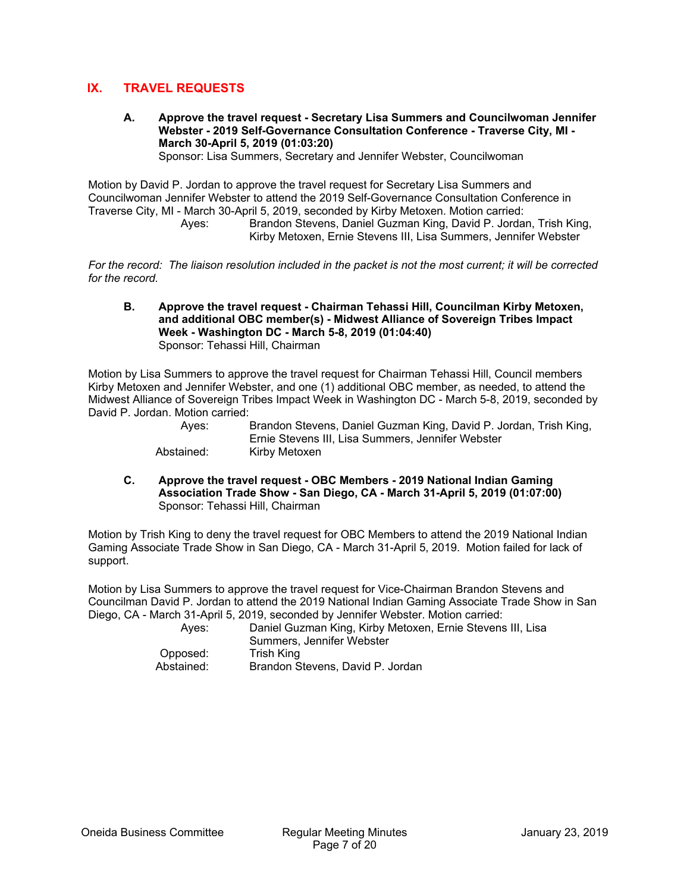## IX. TRAVEL REQUESTS

**A. Approve the travel request - Secretary Lisa Summers and Councilwoman Jennifer Webster - 2019 Self-Governance Consultation Conference - Traverse City, MI - March 30-April 5, 2019 (01:03:20)**
Sponsor: Lisa Summers, Secretary and Jennifer Webster, Councilwoman

Motion by David P. Jordan to approve the travel request for Secretary Lisa Summers and Councilwoman Jennifer Webster to attend the 2019 Self-Governance Consultation Conference in Traverse City, MI - March 30-April 5, 2019, seconded by Kirby Metoxen. Motion carried:

Ayes: Brandon Stevens, Daniel Guzman King, David P. Jordan, Trish King, Kirby Metoxen, Ernie Stevens III, Lisa Summers, Jennifer Webster

*For the record: The liaison resolution included in the packet is not the most current; it will be corrected for the record.*

**B. Approve the travel request - Chairman Tehassi Hill, Councilman Kirby Metoxen, and additional OBC member(s) - Midwest Alliance of Sovereign Tribes Impact Week - Washington DC - March 5-8, 2019 (01:04:40)**
Sponsor: Tehassi Hill, Chairman

Motion by Lisa Summers to approve the travel request for Chairman Tehassi Hill, Council members Kirby Metoxen and Jennifer Webster, and one (1) additional OBC member, as needed, to attend the Midwest Alliance of Sovereign Tribes Impact Week in Washington DC - March 5-8, 2019, seconded by David P. Jordan. Motion carried:

Ayes: Brandon Stevens, Daniel Guzman King, David P. Jordan, Trish King, Ernie Stevens III, Lisa Summers, Jennifer Webster
Abstained: Kirby Metoxen

**C. Approve the travel request - OBC Members - 2019 National Indian Gaming Association Trade Show - San Diego, CA - March 31-April 5, 2019 (01:07:00)**
Sponsor: Tehassi Hill, Chairman

Motion by Trish King to deny the travel request for OBC Members to attend the 2019 National Indian Gaming Associate Trade Show in San Diego, CA - March 31-April 5, 2019. Motion failed for lack of support.

Motion by Lisa Summers to approve the travel request for Vice-Chairman Brandon Stevens and Councilman David P. Jordan to attend the 2019 National Indian Gaming Associate Trade Show in San Diego, CA - March 31-April 5, 2019, seconded by Jennifer Webster. Motion carried:

Ayes: Daniel Guzman King, Kirby Metoxen, Ernie Stevens III, Lisa Summers, Jennifer Webster
Opposed: Trish King
Abstained: Brandon Stevens, David P. Jordan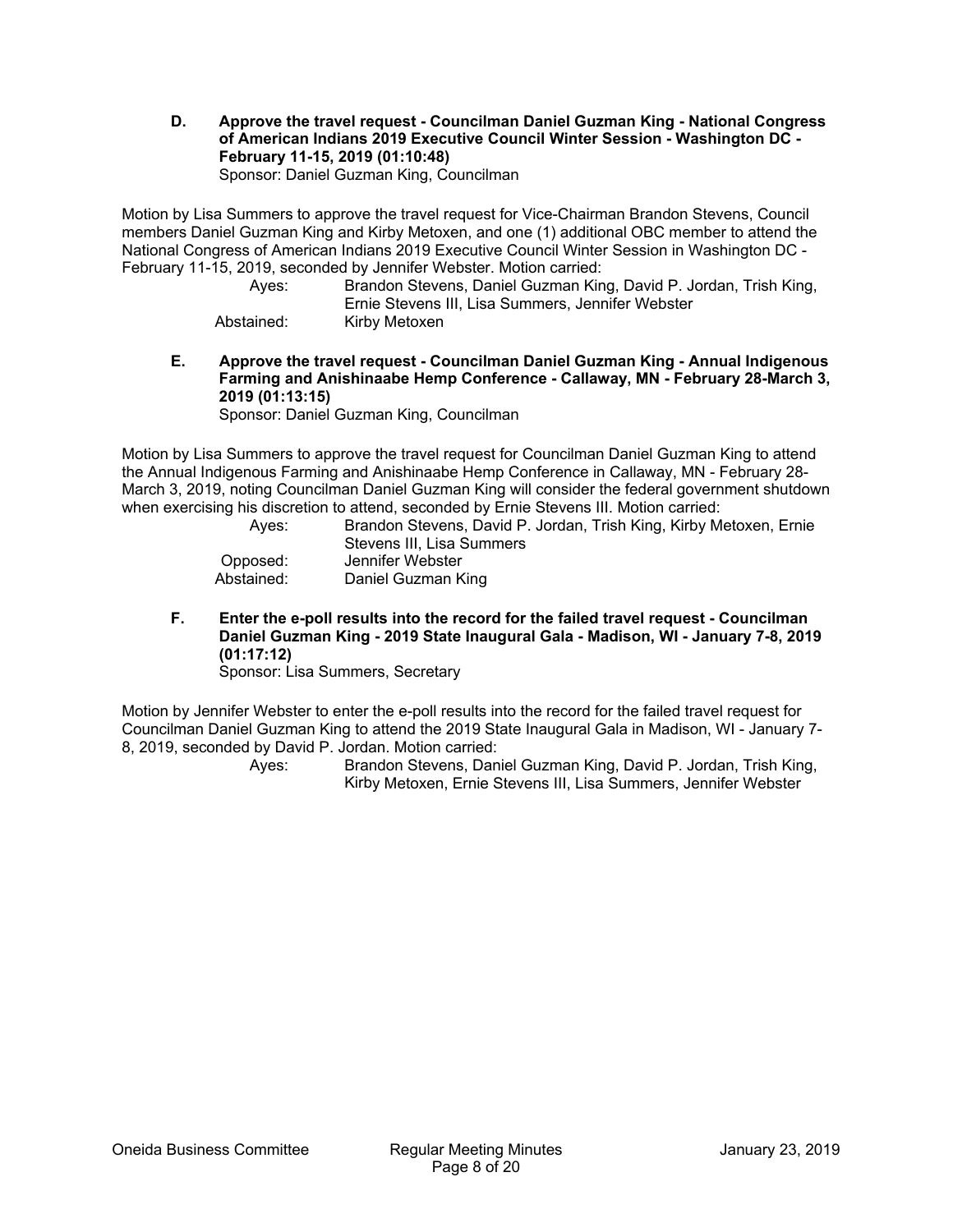**D. Approve the travel request - Councilman Daniel Guzman King - National Congress of American Indians 2019 Executive Council Winter Session - Washington DC - February 11-15, 2019 (01:10:48)**
Sponsor: Daniel Guzman King, Councilman

Motion by Lisa Summers to approve the travel request for Vice-Chairman Brandon Stevens, Council members Daniel Guzman King and Kirby Metoxen, and one (1) additional OBC member to attend the National Congress of American Indians 2019 Executive Council Winter Session in Washington DC - February 11-15, 2019, seconded by Jennifer Webster. Motion carried:

Ayes: Brandon Stevens, Daniel Guzman King, David P. Jordan, Trish King, Ernie Stevens III, Lisa Summers, Jennifer Webster
Abstained: Kirby Metoxen

**E. Approve the travel request - Councilman Daniel Guzman King - Annual Indigenous Farming and Anishinaabe Hemp Conference - Callaway, MN - February 28-March 3, 2019 (01:13:15)**
Sponsor: Daniel Guzman King, Councilman

Motion by Lisa Summers to approve the travel request for Councilman Daniel Guzman King to attend the Annual Indigenous Farming and Anishinaabe Hemp Conference in Callaway, MN - February 28-March 3, 2019, noting Councilman Daniel Guzman King will consider the federal government shutdown when exercising his discretion to attend, seconded by Ernie Stevens III. Motion carried:

Ayes: Brandon Stevens, David P. Jordan, Trish King, Kirby Metoxen, Ernie Stevens III, Lisa Summers
Opposed: Jennifer Webster
Abstained: Daniel Guzman King

**F. Enter the e-poll results into the record for the failed travel request - Councilman Daniel Guzman King - 2019 State Inaugural Gala - Madison, WI - January 7-8, 2019 (01:17:12)**
Sponsor: Lisa Summers, Secretary

Motion by Jennifer Webster to enter the e-poll results into the record for the failed travel request for Councilman Daniel Guzman King to attend the 2019 State Inaugural Gala in Madison, WI - January 7-8, 2019, seconded by David P. Jordan. Motion carried:

Ayes: Brandon Stevens, Daniel Guzman King, David P. Jordan, Trish King, Kirby Metoxen, Ernie Stevens III, Lisa Summers, Jennifer Webster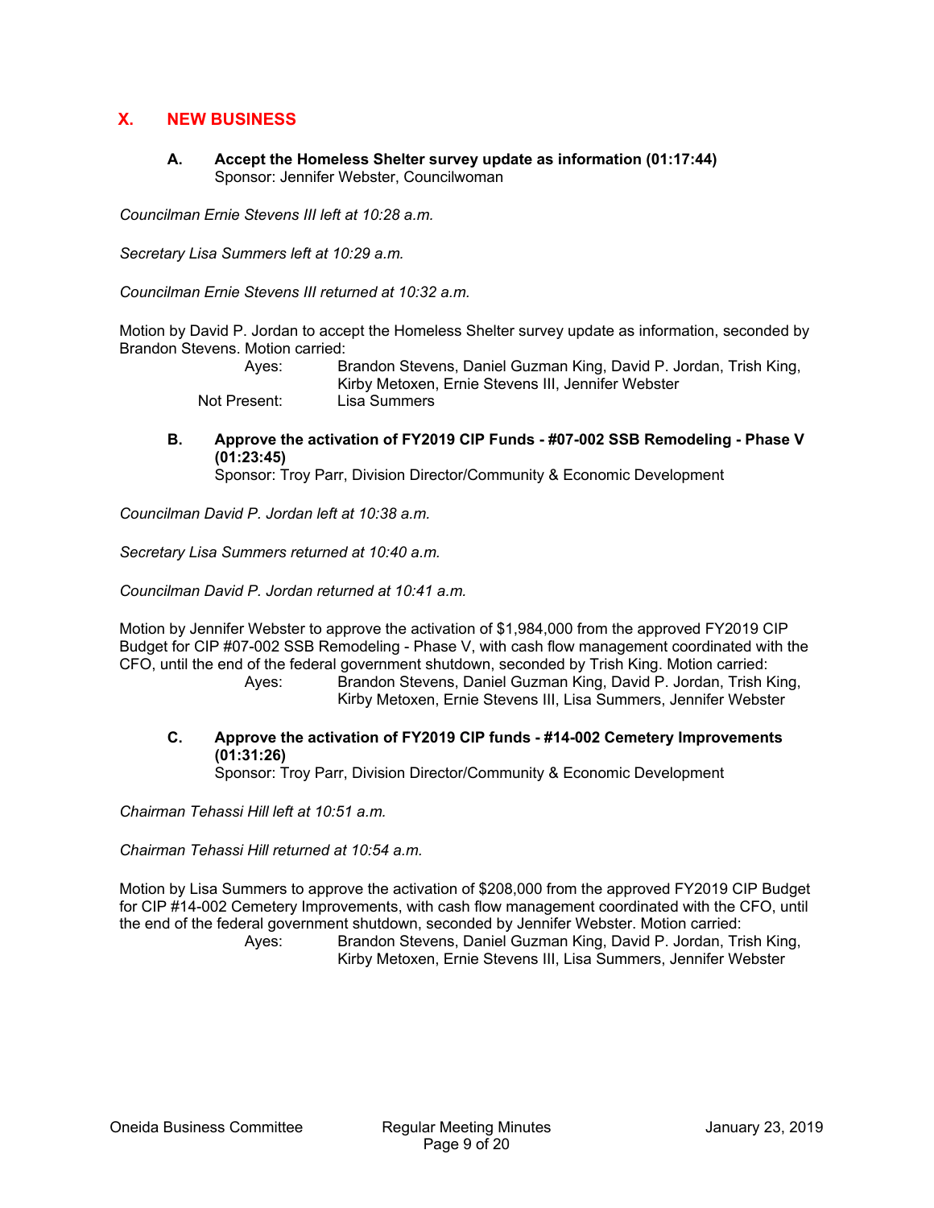## X. NEW BUSINESS

### A. Accept the Homeless Shelter survey update as information (01:17:44)

Sponsor: Jennifer Webster, Councilwoman

*Councilman Ernie Stevens III left at 10:28 a.m.*

*Secretary Lisa Summers left at 10:29 a.m.*

*Councilman Ernie Stevens III returned at 10:32 a.m.*

Motion by David P. Jordan to accept the Homeless Shelter survey update as information, seconded by Brandon Stevens. Motion carried:

Ayes: Brandon Stevens, Daniel Guzman King, David P. Jordan, Trish King, Kirby Metoxen, Ernie Stevens III, Jennifer Webster

Not Present: Lisa Summers

### B. Approve the activation of FY2019 CIP Funds - #07-002 SSB Remodeling - Phase V (01:23:45)

Sponsor: Troy Parr, Division Director/Community & Economic Development

*Councilman David P. Jordan left at 10:38 a.m.*

*Secretary Lisa Summers returned at 10:40 a.m.*

*Councilman David P. Jordan returned at 10:41 a.m.*

Motion by Jennifer Webster to approve the activation of $1,984,000 from the approved FY2019 CIP Budget for CIP #07-002 SSB Remodeling - Phase V, with cash flow management coordinated with the CFO, until the end of the federal government shutdown, seconded by Trish King. Motion carried:

Ayes: Brandon Stevens, Daniel Guzman King, David P. Jordan, Trish King, Kirby Metoxen, Ernie Stevens III, Lisa Summers, Jennifer Webster

### C. Approve the activation of FY2019 CIP funds - #14-002 Cemetery Improvements (01:31:26)

Sponsor: Troy Parr, Division Director/Community & Economic Development

*Chairman Tehassi Hill left at 10:51 a.m.*

*Chairman Tehassi Hill returned at 10:54 a.m.*

Motion by Lisa Summers to approve the activation of $208,000 from the approved FY2019 CIP Budget for CIP #14-002 Cemetery Improvements, with cash flow management coordinated with the CFO, until the end of the federal government shutdown, seconded by Jennifer Webster. Motion carried:

Ayes: Brandon Stevens, Daniel Guzman King, David P. Jordan, Trish King, Kirby Metoxen, Ernie Stevens III, Lisa Summers, Jennifer Webster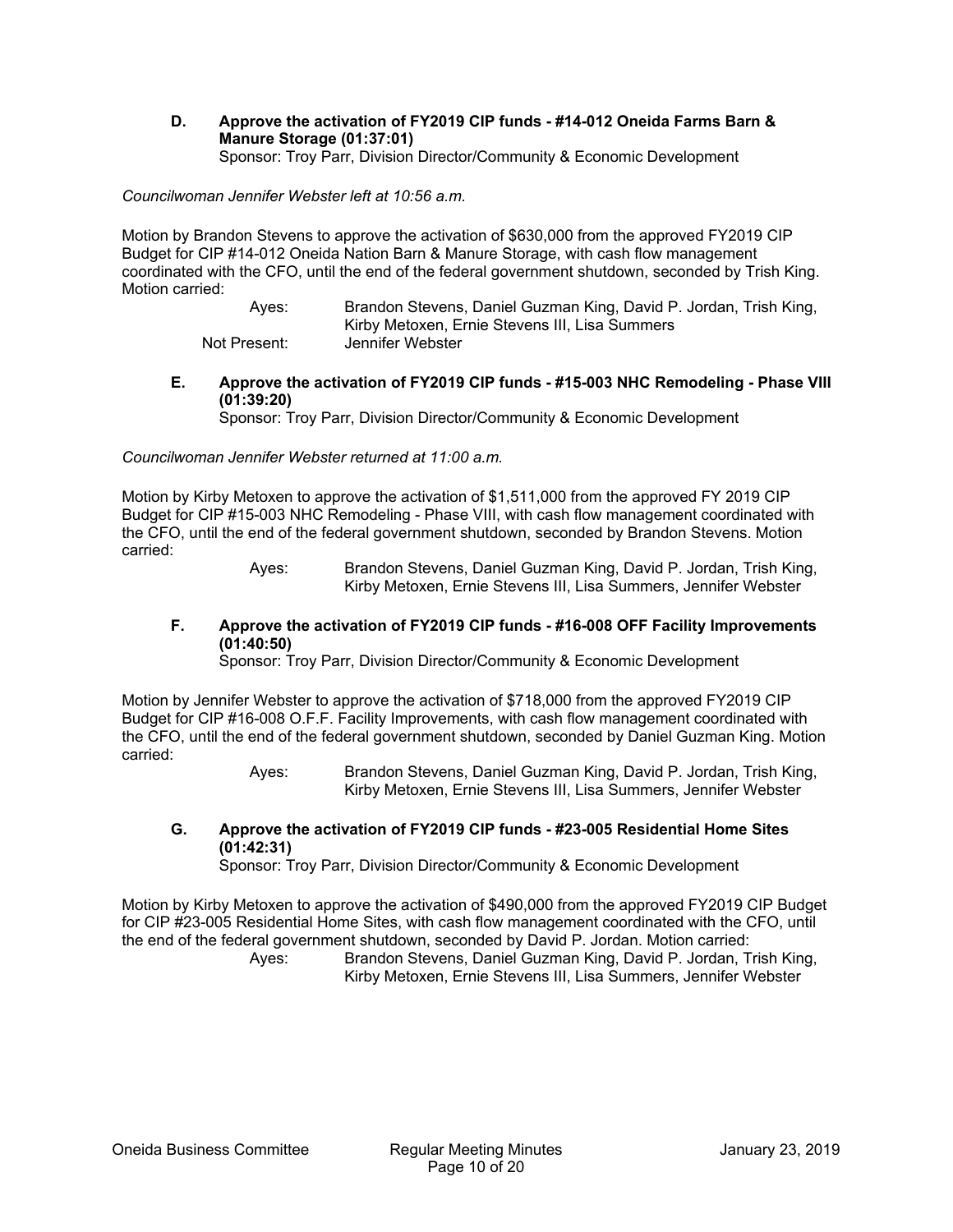**D. Approve the activation of FY2019 CIP funds - #14-012 Oneida Farms Barn & Manure Storage (01:37:01)**
Sponsor: Troy Parr, Division Director/Community & Economic Development

*Councilwoman Jennifer Webster left at 10:56 a.m.*

Motion by Brandon Stevens to approve the activation of $630,000 from the approved FY2019 CIP Budget for CIP #14-012 Oneida Nation Barn & Manure Storage, with cash flow management coordinated with the CFO, until the end of the federal government shutdown, seconded by Trish King. Motion carried:

Ayes: Brandon Stevens, Daniel Guzman King, David P. Jordan, Trish King, Kirby Metoxen, Ernie Stevens III, Lisa Summers
Not Present: Jennifer Webster

**E. Approve the activation of FY2019 CIP funds - #15-003 NHC Remodeling - Phase VIII (01:39:20)**
Sponsor: Troy Parr, Division Director/Community & Economic Development

*Councilwoman Jennifer Webster returned at 11:00 a.m.*

Motion by Kirby Metoxen to approve the activation of $1,511,000 from the approved FY 2019 CIP Budget for CIP #15-003 NHC Remodeling - Phase VIII, with cash flow management coordinated with the CFO, until the end of the federal government shutdown, seconded by Brandon Stevens. Motion carried:

Ayes: Brandon Stevens, Daniel Guzman King, David P. Jordan, Trish King, Kirby Metoxen, Ernie Stevens III, Lisa Summers, Jennifer Webster

**F. Approve the activation of FY2019 CIP funds - #16-008 OFF Facility Improvements (01:40:50)**
Sponsor: Troy Parr, Division Director/Community & Economic Development

Motion by Jennifer Webster to approve the activation of $718,000 from the approved FY2019 CIP Budget for CIP #16-008 O.F.F. Facility Improvements, with cash flow management coordinated with the CFO, until the end of the federal government shutdown, seconded by Daniel Guzman King. Motion carried:

Ayes: Brandon Stevens, Daniel Guzman King, David P. Jordan, Trish King, Kirby Metoxen, Ernie Stevens III, Lisa Summers, Jennifer Webster

**G. Approve the activation of FY2019 CIP funds - #23-005 Residential Home Sites (01:42:31)**
Sponsor: Troy Parr, Division Director/Community & Economic Development

Motion by Kirby Metoxen to approve the activation of $490,000 from the approved FY2019 CIP Budget for CIP #23-005 Residential Home Sites, with cash flow management coordinated with the CFO, until the end of the federal government shutdown, seconded by David P. Jordan. Motion carried:

Ayes: Brandon Stevens, Daniel Guzman King, David P. Jordan, Trish King, Kirby Metoxen, Ernie Stevens III, Lisa Summers, Jennifer Webster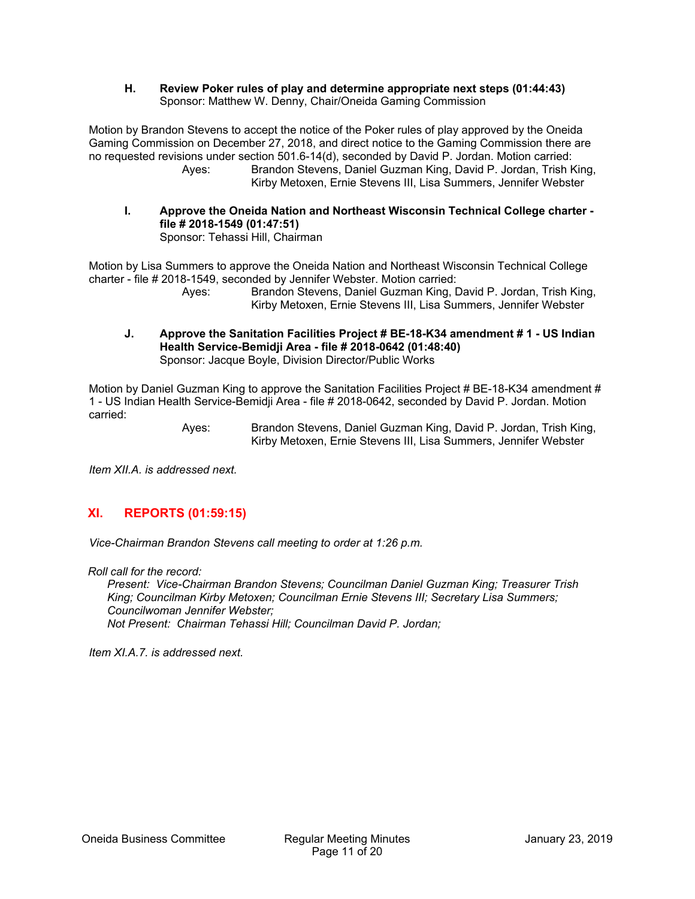**H. Review Poker rules of play and determine appropriate next steps (01:44:43)**
Sponsor: Matthew W. Denny, Chair/Oneida Gaming Commission

Motion by Brandon Stevens to accept the notice of the Poker rules of play approved by the Oneida Gaming Commission on December 27, 2018, and direct notice to the Gaming Commission there are no requested revisions under section 501.6-14(d), seconded by David P. Jordan. Motion carried:

Ayes: Brandon Stevens, Daniel Guzman King, David P. Jordan, Trish King, Kirby Metoxen, Ernie Stevens III, Lisa Summers, Jennifer Webster

**I. Approve the Oneida Nation and Northeast Wisconsin Technical College charter - file # 2018-1549 (01:47:51)**
Sponsor: Tehassi Hill, Chairman

Motion by Lisa Summers to approve the Oneida Nation and Northeast Wisconsin Technical College charter - file # 2018-1549, seconded by Jennifer Webster. Motion carried:

Ayes: Brandon Stevens, Daniel Guzman King, David P. Jordan, Trish King, Kirby Metoxen, Ernie Stevens III, Lisa Summers, Jennifer Webster

**J. Approve the Sanitation Facilities Project # BE-18-K34 amendment # 1 - US Indian Health Service-Bemidji Area - file # 2018-0642 (01:48:40)**
Sponsor: Jacque Boyle, Division Director/Public Works

Motion by Daniel Guzman King to approve the Sanitation Facilities Project # BE-18-K34 amendment # 1 - US Indian Health Service-Bemidji Area - file # 2018-0642, seconded by David P. Jordan. Motion carried:

Ayes: Brandon Stevens, Daniel Guzman King, David P. Jordan, Trish King, Kirby Metoxen, Ernie Stevens III, Lisa Summers, Jennifer Webster

*Item XII.A. is addressed next.*

## XI. REPORTS (01:59:15)

*Vice-Chairman Brandon Stevens call meeting to order at 1:26 p.m.*

*Roll call for the record:*

*Present: Vice-Chairman Brandon Stevens; Councilman Daniel Guzman King; Treasurer Trish King; Councilman Kirby Metoxen; Councilman Ernie Stevens III; Secretary Lisa Summers; Councilwoman Jennifer Webster;*

*Not Present: Chairman Tehassi Hill; Councilman David P. Jordan;*

*Item XI.A.7. is addressed next.*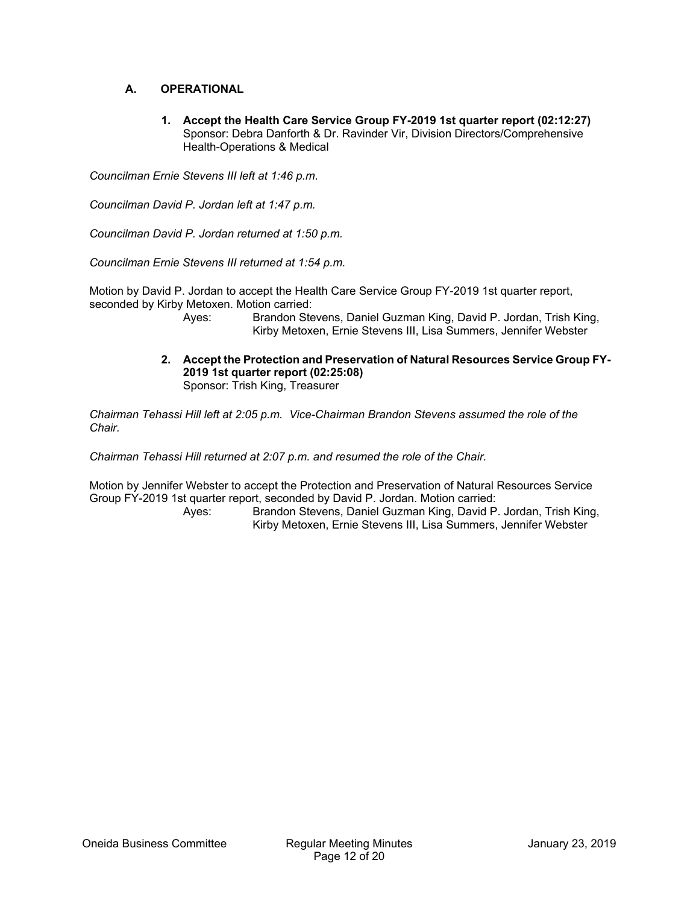## A. OPERATIONAL

**1. Accept the Health Care Service Group FY-2019 1st quarter report (02:12:27)**
Sponsor: Debra Danforth & Dr. Ravinder Vir, Division Directors/Comprehensive Health-Operations & Medical

*Councilman Ernie Stevens III left at 1:46 p.m.*

*Councilman David P. Jordan left at 1:47 p.m.*

*Councilman David P. Jordan returned at 1:50 p.m.*

*Councilman Ernie Stevens III returned at 1:54 p.m.*

Motion by David P. Jordan to accept the Health Care Service Group FY-2019 1st quarter report, seconded by Kirby Metoxen. Motion carried:

Ayes: Brandon Stevens, Daniel Guzman King, David P. Jordan, Trish King, Kirby Metoxen, Ernie Stevens III, Lisa Summers, Jennifer Webster

**2. Accept the Protection and Preservation of Natural Resources Service Group FY-2019 1st quarter report (02:25:08)**
Sponsor: Trish King, Treasurer

*Chairman Tehassi Hill left at 2:05 p.m. Vice-Chairman Brandon Stevens assumed the role of the Chair.*

*Chairman Tehassi Hill returned at 2:07 p.m. and resumed the role of the Chair.*

Motion by Jennifer Webster to accept the Protection and Preservation of Natural Resources Service Group FY-2019 1st quarter report, seconded by David P. Jordan. Motion carried:

Ayes: Brandon Stevens, Daniel Guzman King, David P. Jordan, Trish King, Kirby Metoxen, Ernie Stevens III, Lisa Summers, Jennifer Webster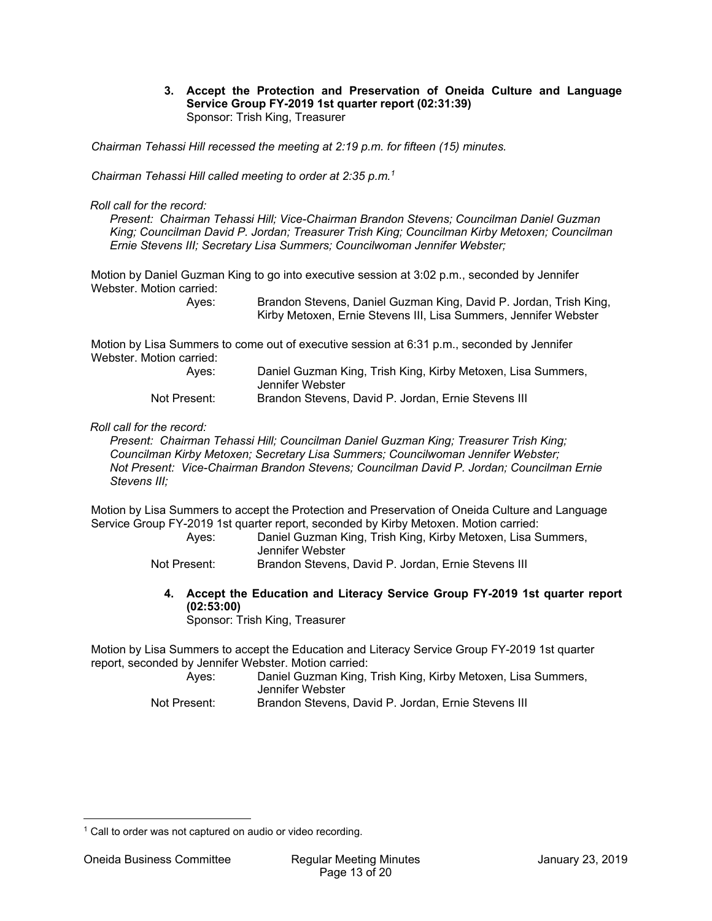**3. Accept the Protection and Preservation of Oneida Culture and Language Service Group FY-2019 1st quarter report (02:31:39)**
Sponsor: Trish King, Treasurer

*Chairman Tehassi Hill recessed the meeting at 2:19 p.m. for fifteen (15) minutes.*

*Chairman Tehassi Hill called meeting to order at 2:35 p.m.*[1]

*Roll call for the record:*

*Present: Chairman Tehassi Hill; Vice-Chairman Brandon Stevens; Councilman Daniel Guzman King; Councilman David P. Jordan; Treasurer Trish King; Councilman Kirby Metoxen; Councilman Ernie Stevens III; Secretary Lisa Summers; Councilwoman Jennifer Webster;*

Motion by Daniel Guzman King to go into executive session at 3:02 p.m., seconded by Jennifer Webster. Motion carried:

Ayes: Brandon Stevens, Daniel Guzman King, David P. Jordan, Trish King, Kirby Metoxen, Ernie Stevens III, Lisa Summers, Jennifer Webster

Motion by Lisa Summers to come out of executive session at 6:31 p.m., seconded by Jennifer Webster. Motion carried:

Ayes: Daniel Guzman King, Trish King, Kirby Metoxen, Lisa Summers, Jennifer Webster
Not Present: Brandon Stevens, David P. Jordan, Ernie Stevens III

*Roll call for the record:*

*Present: Chairman Tehassi Hill; Councilman Daniel Guzman King; Treasurer Trish King; Councilman Kirby Metoxen; Secretary Lisa Summers; Councilwoman Jennifer Webster;*
*Not Present: Vice-Chairman Brandon Stevens; Councilman David P. Jordan; Councilman Ernie Stevens III;*

Motion by Lisa Summers to accept the Protection and Preservation of Oneida Culture and Language Service Group FY-2019 1st quarter report, seconded by Kirby Metoxen. Motion carried:

Ayes: Daniel Guzman King, Trish King, Kirby Metoxen, Lisa Summers, Jennifer Webster
Not Present: Brandon Stevens, David P. Jordan, Ernie Stevens III

**4. Accept the Education and Literacy Service Group FY-2019 1st quarter report (02:53:00)**
Sponsor: Trish King, Treasurer

Motion by Lisa Summers to accept the Education and Literacy Service Group FY-2019 1st quarter report, seconded by Jennifer Webster. Motion carried:

Ayes: Daniel Guzman King, Trish King, Kirby Metoxen, Lisa Summers, Jennifer Webster
Not Present: Brandon Stevens, David P. Jordan, Ernie Stevens III

[1] Call to order was not captured on audio or video recording.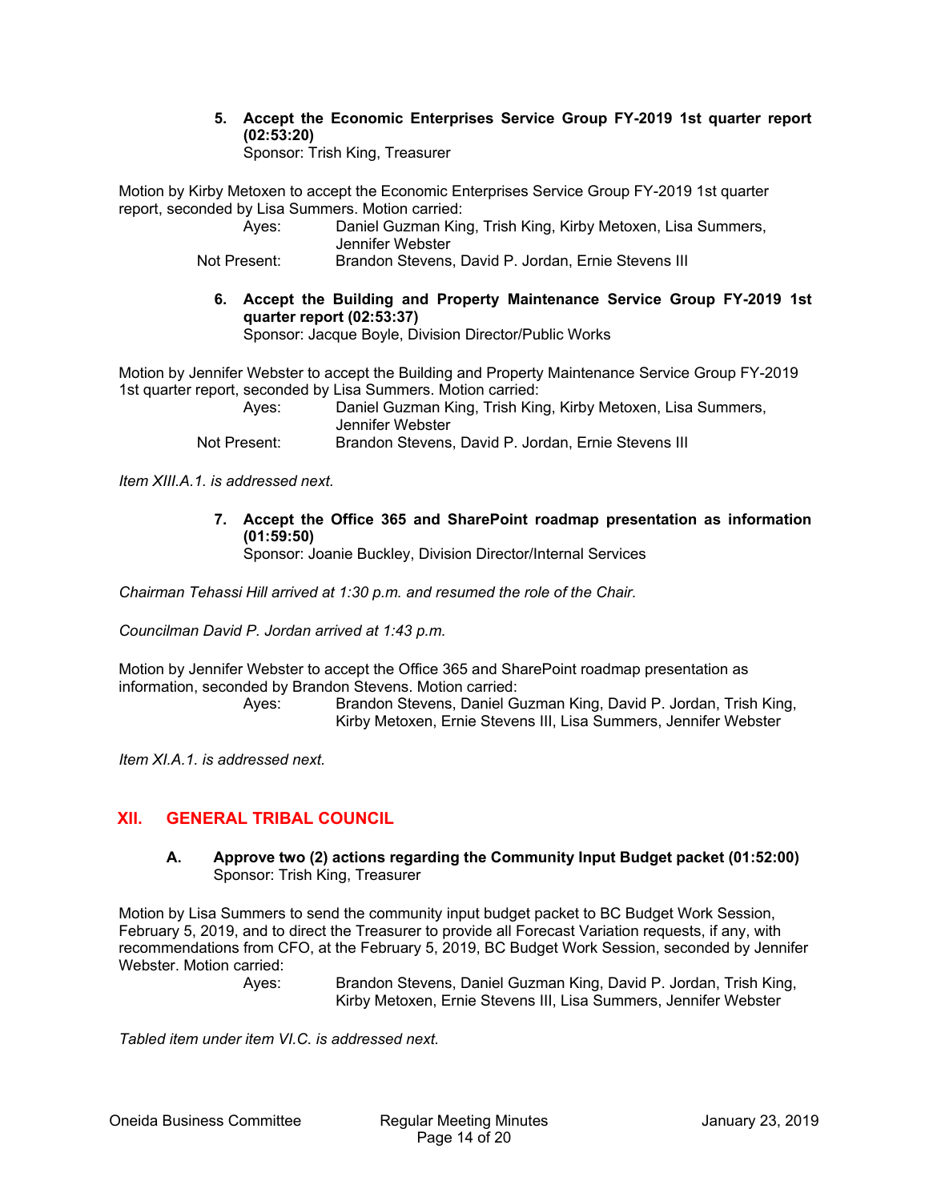5. **Accept the Economic Enterprises Service Group FY-2019 1st quarter report (02:53:20)**
   Sponsor: Trish King, Treasurer

Motion by Kirby Metoxen to accept the Economic Enterprises Service Group FY-2019 1st quarter report, seconded by Lisa Summers. Motion carried:

Ayes: Daniel Guzman King, Trish King, Kirby Metoxen, Lisa Summers, Jennifer Webster
Not Present: Brandon Stevens, David P. Jordan, Ernie Stevens III

6. **Accept the Building and Property Maintenance Service Group FY-2019 1st quarter report (02:53:37)**
   Sponsor: Jacque Boyle, Division Director/Public Works

Motion by Jennifer Webster to accept the Building and Property Maintenance Service Group FY-2019 1st quarter report, seconded by Lisa Summers. Motion carried:

Ayes: Daniel Guzman King, Trish King, Kirby Metoxen, Lisa Summers, Jennifer Webster
Not Present: Brandon Stevens, David P. Jordan, Ernie Stevens III

*Item XIII.A.1. is addressed next.*

7. **Accept the Office 365 and SharePoint roadmap presentation as information (01:59:50)**
   Sponsor: Joanie Buckley, Division Director/Internal Services

*Chairman Tehassi Hill arrived at 1:30 p.m. and resumed the role of the Chair.*

*Councilman David P. Jordan arrived at 1:43 p.m.*

Motion by Jennifer Webster to accept the Office 365 and SharePoint roadmap presentation as information, seconded by Brandon Stevens. Motion carried:

Ayes: Brandon Stevens, Daniel Guzman King, David P. Jordan, Trish King, Kirby Metoxen, Ernie Stevens III, Lisa Summers, Jennifer Webster

*Item XI.A.1. is addressed next.*

## XII. GENERAL TRIBAL COUNCIL

**A. Approve two (2) actions regarding the Community Input Budget packet (01:52:00)**
Sponsor: Trish King, Treasurer

Motion by Lisa Summers to send the community input budget packet to BC Budget Work Session, February 5, 2019, and to direct the Treasurer to provide all Forecast Variation requests, if any, with recommendations from CFO, at the February 5, 2019, BC Budget Work Session, seconded by Jennifer Webster. Motion carried:

Ayes: Brandon Stevens, Daniel Guzman King, David P. Jordan, Trish King, Kirby Metoxen, Ernie Stevens III, Lisa Summers, Jennifer Webster

*Tabled item under item VI.C. is addressed next.*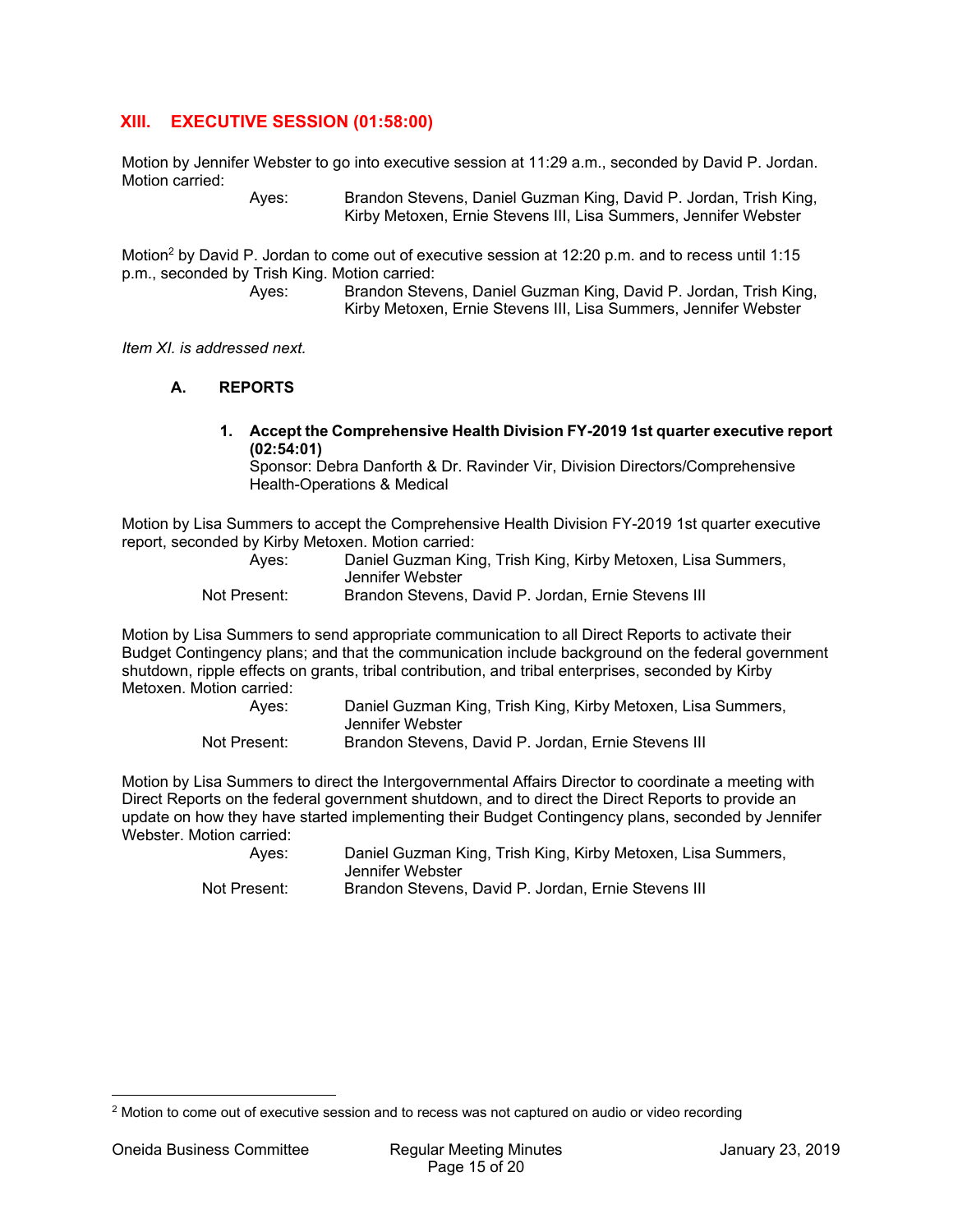## XIII. EXECUTIVE SESSION (01:58:00)

Motion by Jennifer Webster to go into executive session at 11:29 a.m., seconded by David P. Jordan. Motion carried:

Ayes: Brandon Stevens, Daniel Guzman King, David P. Jordan, Trish King, Kirby Metoxen, Ernie Stevens III, Lisa Summers, Jennifer Webster

Motion[2] by David P. Jordan to come out of executive session at 12:20 p.m. and to recess until 1:15 p.m., seconded by Trish King. Motion carried:

Ayes: Brandon Stevens, Daniel Guzman King, David P. Jordan, Trish King, Kirby Metoxen, Ernie Stevens III, Lisa Summers, Jennifer Webster

*Item XI. is addressed next.*

### A. REPORTS

**1. Accept the Comprehensive Health Division FY-2019 1st quarter executive report (02:54:01)**
Sponsor: Debra Danforth & Dr. Ravinder Vir, Division Directors/Comprehensive Health-Operations & Medical

Motion by Lisa Summers to accept the Comprehensive Health Division FY-2019 1st quarter executive report, seconded by Kirby Metoxen. Motion carried:

Ayes: Daniel Guzman King, Trish King, Kirby Metoxen, Lisa Summers, Jennifer Webster
Not Present: Brandon Stevens, David P. Jordan, Ernie Stevens III

Motion by Lisa Summers to send appropriate communication to all Direct Reports to activate their Budget Contingency plans; and that the communication include background on the federal government shutdown, ripple effects on grants, tribal contribution, and tribal enterprises, seconded by Kirby Metoxen. Motion carried:

Ayes: Daniel Guzman King, Trish King, Kirby Metoxen, Lisa Summers, Jennifer Webster
Not Present: Brandon Stevens, David P. Jordan, Ernie Stevens III

Motion by Lisa Summers to direct the Intergovernmental Affairs Director to coordinate a meeting with Direct Reports on the federal government shutdown, and to direct the Direct Reports to provide an update on how they have started implementing their Budget Contingency plans, seconded by Jennifer Webster. Motion carried:

Ayes: Daniel Guzman King, Trish King, Kirby Metoxen, Lisa Summers, Jennifer Webster
Not Present: Brandon Stevens, David P. Jordan, Ernie Stevens III

---

[2] Motion to come out of executive session and to recess was not captured on audio or video recording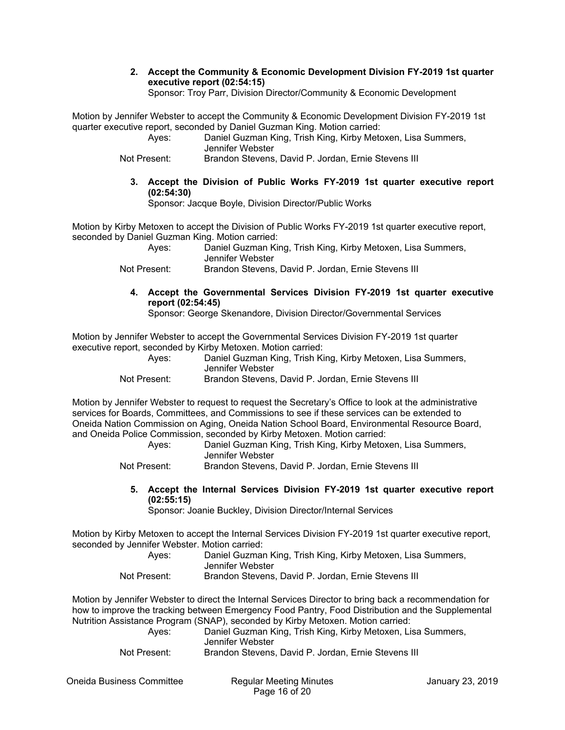**2. Accept the Community & Economic Development Division FY-2019 1st quarter executive report (02:54:15)**
Sponsor: Troy Parr, Division Director/Community & Economic Development

Motion by Jennifer Webster to accept the Community & Economic Development Division FY-2019 1st quarter executive report, seconded by Daniel Guzman King. Motion carried:

Ayes: Daniel Guzman King, Trish King, Kirby Metoxen, Lisa Summers, Jennifer Webster
Not Present: Brandon Stevens, David P. Jordan, Ernie Stevens III

**3. Accept the Division of Public Works FY-2019 1st quarter executive report (02:54:30)**
Sponsor: Jacque Boyle, Division Director/Public Works

Motion by Kirby Metoxen to accept the Division of Public Works FY-2019 1st quarter executive report, seconded by Daniel Guzman King. Motion carried:

Ayes: Daniel Guzman King, Trish King, Kirby Metoxen, Lisa Summers, Jennifer Webster
Not Present: Brandon Stevens, David P. Jordan, Ernie Stevens III

**4. Accept the Governmental Services Division FY-2019 1st quarter executive report (02:54:45)**
Sponsor: George Skenandore, Division Director/Governmental Services

Motion by Jennifer Webster to accept the Governmental Services Division FY-2019 1st quarter executive report, seconded by Kirby Metoxen. Motion carried:

Ayes: Daniel Guzman King, Trish King, Kirby Metoxen, Lisa Summers, Jennifer Webster
Not Present: Brandon Stevens, David P. Jordan, Ernie Stevens III

Motion by Jennifer Webster to request to request the Secretary's Office to look at the administrative services for Boards, Committees, and Commissions to see if these services can be extended to Oneida Nation Commission on Aging, Oneida Nation School Board, Environmental Resource Board, and Oneida Police Commission, seconded by Kirby Metoxen. Motion carried:

Ayes: Daniel Guzman King, Trish King, Kirby Metoxen, Lisa Summers, Jennifer Webster
Not Present: Brandon Stevens, David P. Jordan, Ernie Stevens III

**5. Accept the Internal Services Division FY-2019 1st quarter executive report (02:55:15)**
Sponsor: Joanie Buckley, Division Director/Internal Services

Motion by Kirby Metoxen to accept the Internal Services Division FY-2019 1st quarter executive report, seconded by Jennifer Webster. Motion carried:

Ayes: Daniel Guzman King, Trish King, Kirby Metoxen, Lisa Summers, Jennifer Webster
Not Present: Brandon Stevens, David P. Jordan, Ernie Stevens III

Motion by Jennifer Webster to direct the Internal Services Director to bring back a recommendation for how to improve the tracking between Emergency Food Pantry, Food Distribution and the Supplemental Nutrition Assistance Program (SNAP), seconded by Kirby Metoxen. Motion carried:

Ayes: Daniel Guzman King, Trish King, Kirby Metoxen, Lisa Summers, Jennifer Webster
Not Present: Brandon Stevens, David P. Jordan, Ernie Stevens III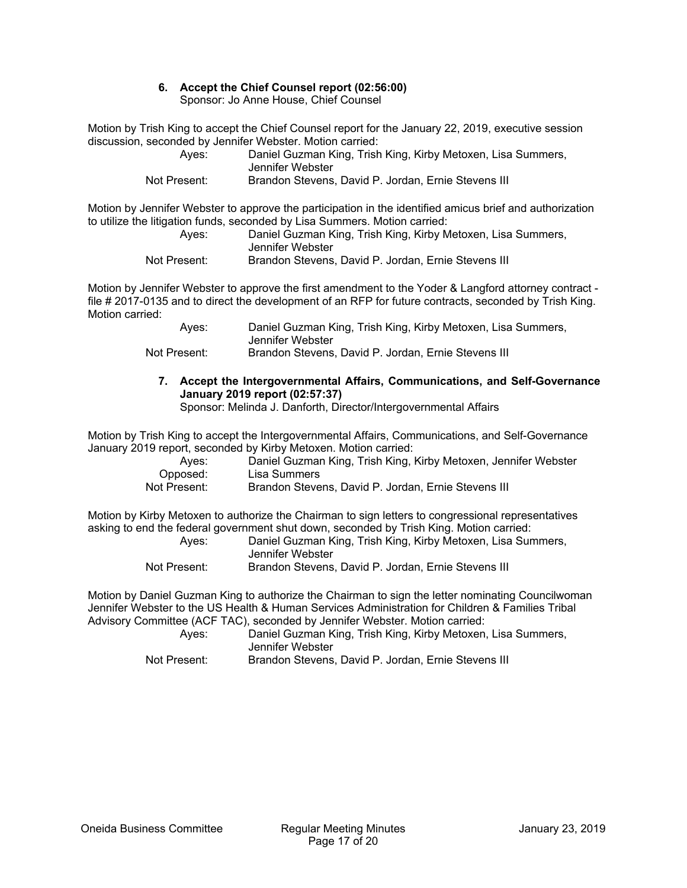**6. Accept the Chief Counsel report (02:56:00)**
Sponsor: Jo Anne House, Chief Counsel

Motion by Trish King to accept the Chief Counsel report for the January 22, 2019, executive session discussion, seconded by Jennifer Webster. Motion carried:

Ayes: Daniel Guzman King, Trish King, Kirby Metoxen, Lisa Summers, Jennifer Webster
Not Present: Brandon Stevens, David P. Jordan, Ernie Stevens III

Motion by Jennifer Webster to approve the participation in the identified amicus brief and authorization to utilize the litigation funds, seconded by Lisa Summers. Motion carried:

Ayes: Daniel Guzman King, Trish King, Kirby Metoxen, Lisa Summers, Jennifer Webster
Not Present: Brandon Stevens, David P. Jordan, Ernie Stevens III

Motion by Jennifer Webster to approve the first amendment to the Yoder & Langford attorney contract - file # 2017-0135 and to direct the development of an RFP for future contracts, seconded by Trish King. Motion carried:

Ayes: Daniel Guzman King, Trish King, Kirby Metoxen, Lisa Summers, Jennifer Webster
Not Present: Brandon Stevens, David P. Jordan, Ernie Stevens III

**7. Accept the Intergovernmental Affairs, Communications, and Self-Governance January 2019 report (02:57:37)**
Sponsor: Melinda J. Danforth, Director/Intergovernmental Affairs

Motion by Trish King to accept the Intergovernmental Affairs, Communications, and Self-Governance January 2019 report, seconded by Kirby Metoxen. Motion carried:

Ayes: Daniel Guzman King, Trish King, Kirby Metoxen, Jennifer Webster
Opposed: Lisa Summers
Not Present: Brandon Stevens, David P. Jordan, Ernie Stevens III

Motion by Kirby Metoxen to authorize the Chairman to sign letters to congressional representatives asking to end the federal government shut down, seconded by Trish King. Motion carried:

Ayes: Daniel Guzman King, Trish King, Kirby Metoxen, Lisa Summers, Jennifer Webster
Not Present: Brandon Stevens, David P. Jordan, Ernie Stevens III

Motion by Daniel Guzman King to authorize the Chairman to sign the letter nominating Councilwoman Jennifer Webster to the US Health & Human Services Administration for Children & Families Tribal Advisory Committee (ACF TAC), seconded by Jennifer Webster. Motion carried:

Ayes: Daniel Guzman King, Trish King, Kirby Metoxen, Lisa Summers, Jennifer Webster
Not Present: Brandon Stevens, David P. Jordan, Ernie Stevens III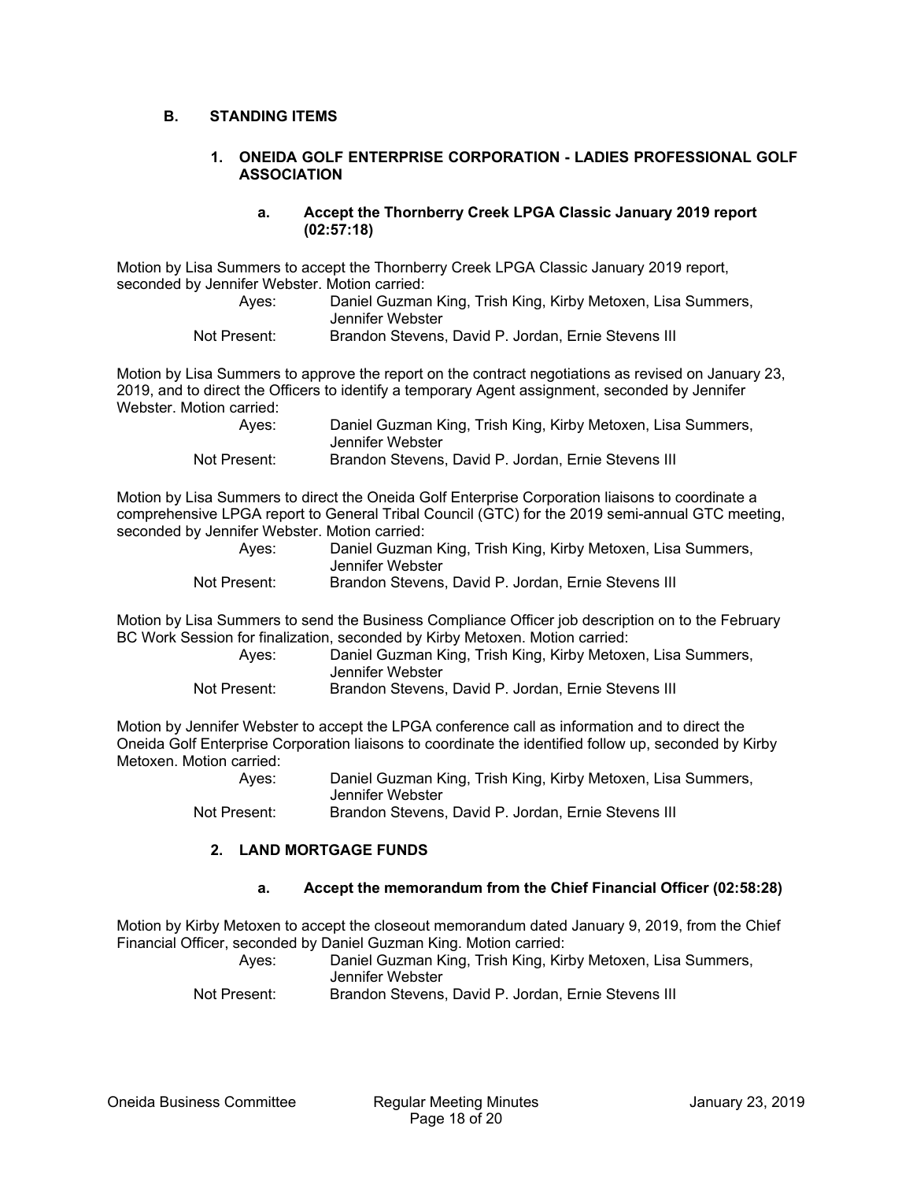## B. STANDING ITEMS

### 1. ONEIDA GOLF ENTERPRISE CORPORATION - LADIES PROFESSIONAL GOLF ASSOCIATION

#### a. Accept the Thornberry Creek LPGA Classic January 2019 report (02:57:18)

Motion by Lisa Summers to accept the Thornberry Creek LPGA Classic January 2019 report, seconded by Jennifer Webster. Motion carried:

Ayes: Daniel Guzman King, Trish King, Kirby Metoxen, Lisa Summers, Jennifer Webster
Not Present: Brandon Stevens, David P. Jordan, Ernie Stevens III

Motion by Lisa Summers to approve the report on the contract negotiations as revised on January 23, 2019, and to direct the Officers to identify a temporary Agent assignment, seconded by Jennifer Webster. Motion carried:

Ayes: Daniel Guzman King, Trish King, Kirby Metoxen, Lisa Summers, Jennifer Webster
Not Present: Brandon Stevens, David P. Jordan, Ernie Stevens III

Motion by Lisa Summers to direct the Oneida Golf Enterprise Corporation liaisons to coordinate a comprehensive LPGA report to General Tribal Council (GTC) for the 2019 semi-annual GTC meeting, seconded by Jennifer Webster. Motion carried:

Ayes: Daniel Guzman King, Trish King, Kirby Metoxen, Lisa Summers, Jennifer Webster
Not Present: Brandon Stevens, David P. Jordan, Ernie Stevens III

Motion by Lisa Summers to send the Business Compliance Officer job description on to the February BC Work Session for finalization, seconded by Kirby Metoxen. Motion carried:

Ayes: Daniel Guzman King, Trish King, Kirby Metoxen, Lisa Summers, Jennifer Webster
Not Present: Brandon Stevens, David P. Jordan, Ernie Stevens III

Motion by Jennifer Webster to accept the LPGA conference call as information and to direct the Oneida Golf Enterprise Corporation liaisons to coordinate the identified follow up, seconded by Kirby Metoxen. Motion carried:

Ayes: Daniel Guzman King, Trish King, Kirby Metoxen, Lisa Summers, Jennifer Webster
Not Present: Brandon Stevens, David P. Jordan, Ernie Stevens III

### 2. LAND MORTGAGE FUNDS

#### a. Accept the memorandum from the Chief Financial Officer (02:58:28)

Motion by Kirby Metoxen to accept the closeout memorandum dated January 9, 2019, from the Chief Financial Officer, seconded by Daniel Guzman King. Motion carried:

Ayes: Daniel Guzman King, Trish King, Kirby Metoxen, Lisa Summers, Jennifer Webster
Not Present: Brandon Stevens, David P. Jordan, Ernie Stevens III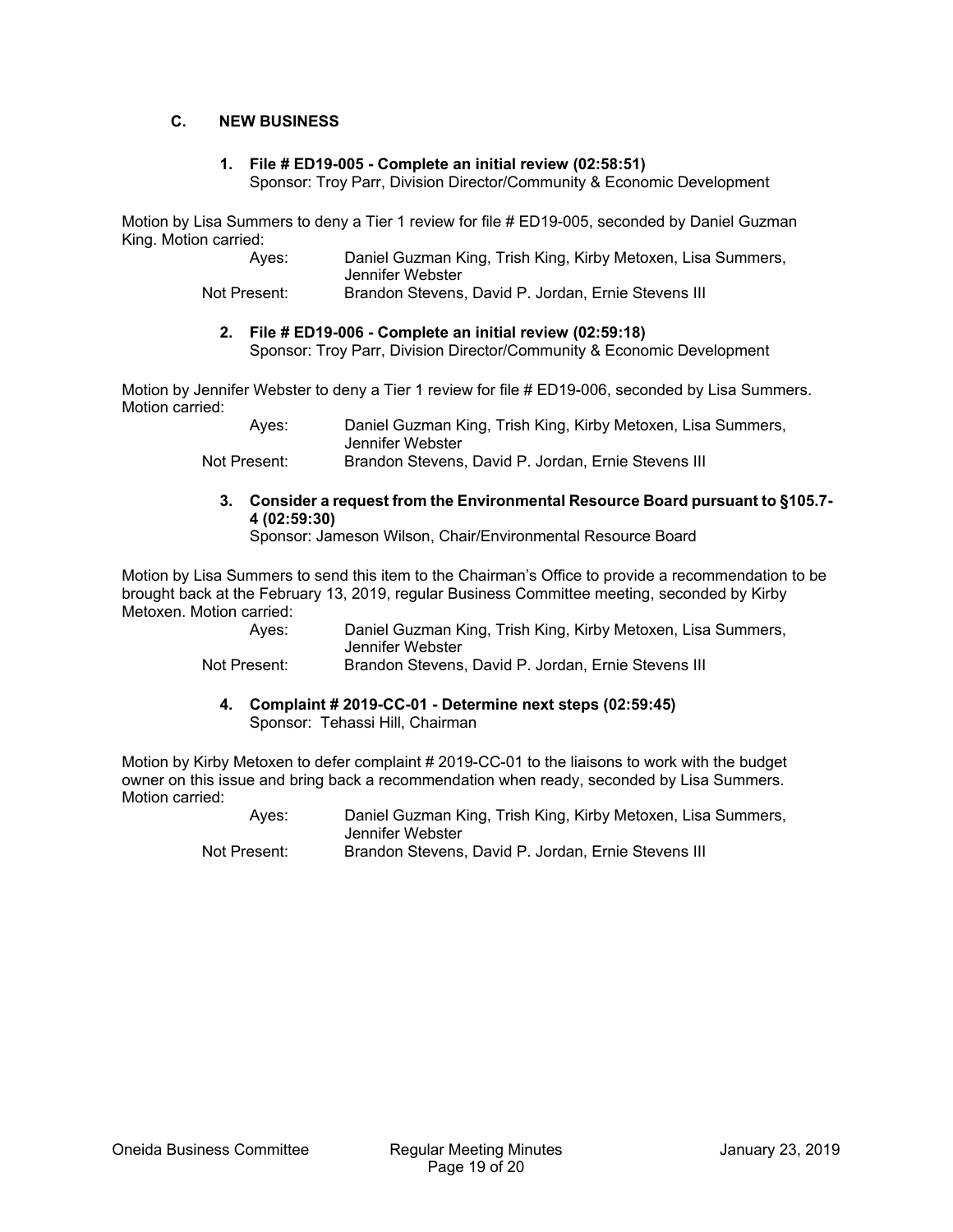## C. NEW BUSINESS

### 1. File # ED19-005 - Complete an initial review (02:58:51)

Sponsor: Troy Parr, Division Director/Community & Economic Development

Motion by Lisa Summers to deny a Tier 1 review for file # ED19-005, seconded by Daniel Guzman King. Motion carried:

| | |
|---|---|
| Ayes: | Daniel Guzman King, Trish King, Kirby Metoxen, Lisa Summers, Jennifer Webster |
| Not Present: | Brandon Stevens, David P. Jordan, Ernie Stevens III |

### 2. File # ED19-006 - Complete an initial review (02:59:18)

Sponsor: Troy Parr, Division Director/Community & Economic Development

Motion by Jennifer Webster to deny a Tier 1 review for file # ED19-006, seconded by Lisa Summers. Motion carried:

| | |
|---|---|
| Ayes: | Daniel Guzman King, Trish King, Kirby Metoxen, Lisa Summers, Jennifer Webster |
| Not Present: | Brandon Stevens, David P. Jordan, Ernie Stevens III |

### 3. Consider a request from the Environmental Resource Board pursuant to §105.7-4 (02:59:30)

Sponsor: Jameson Wilson, Chair/Environmental Resource Board

Motion by Lisa Summers to send this item to the Chairman's Office to provide a recommendation to be brought back at the February 13, 2019, regular Business Committee meeting, seconded by Kirby Metoxen. Motion carried:

| | |
|---|---|
| Ayes: | Daniel Guzman King, Trish King, Kirby Metoxen, Lisa Summers, Jennifer Webster |
| Not Present: | Brandon Stevens, David P. Jordan, Ernie Stevens III |

### 4. Complaint # 2019-CC-01 - Determine next steps (02:59:45)

Sponsor: Tehassi Hill, Chairman

Motion by Kirby Metoxen to defer complaint # 2019-CC-01 to the liaisons to work with the budget owner on this issue and bring back a recommendation when ready, seconded by Lisa Summers. Motion carried:

| | |
|---|---|
| Ayes: | Daniel Guzman King, Trish King, Kirby Metoxen, Lisa Summers, Jennifer Webster |
| Not Present: | Brandon Stevens, David P. Jordan, Ernie Stevens III |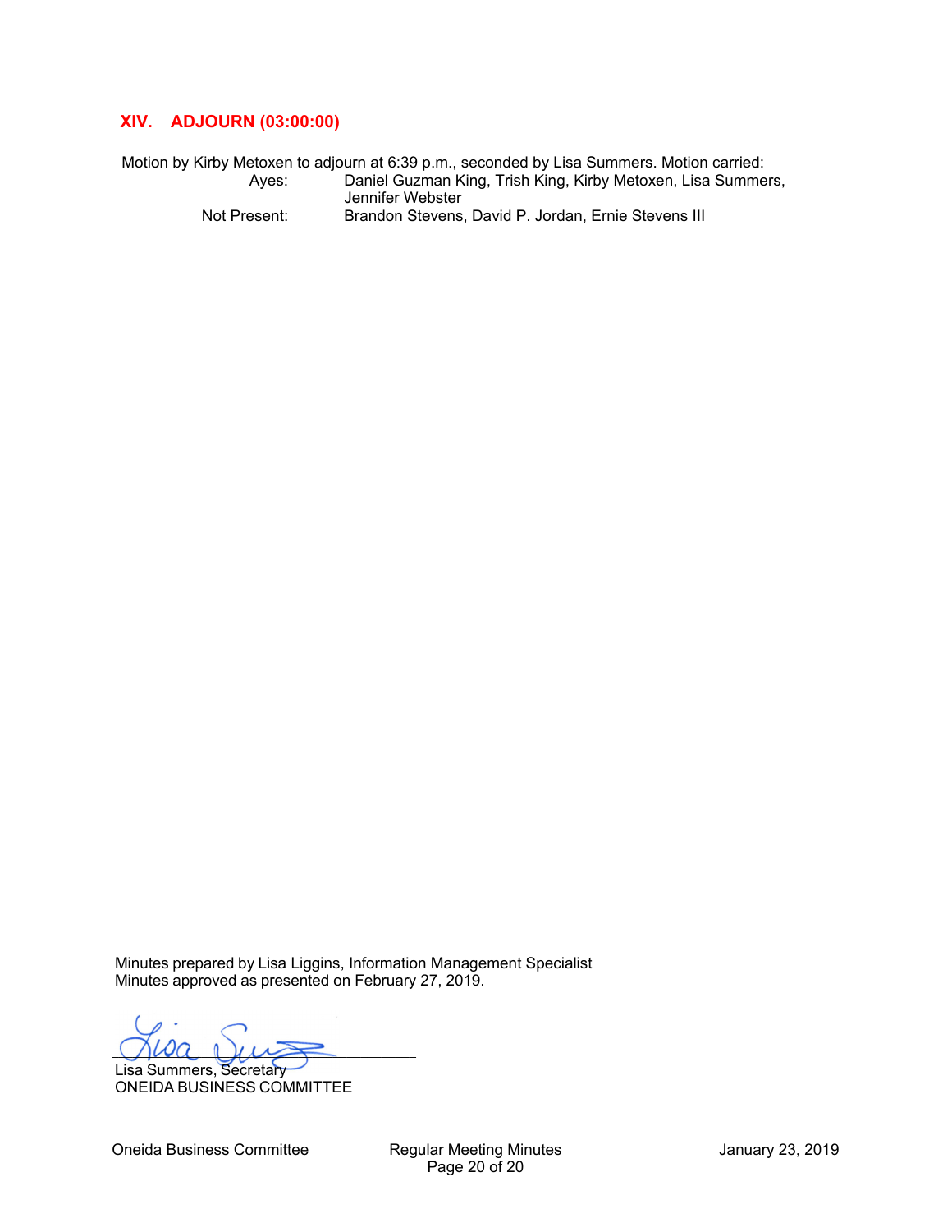## XIV. ADJOURN (03:00:00)

Motion by Kirby Metoxen to adjourn at 6:39 p.m., seconded by Lisa Summers. Motion carried:

| | |
|---|---|
| Ayes: | Daniel Guzman King, Trish King, Kirby Metoxen, Lisa Summers, Jennifer Webster |
| Not Present: | Brandon Stevens, David P. Jordan, Ernie Stevens III |

Minutes prepared by Lisa Liggins, Information Management Specialist
Minutes approved as presented on February 27, 2019.

Lisa Summers, Secretary
ONEIDA BUSINESS COMMITTEE